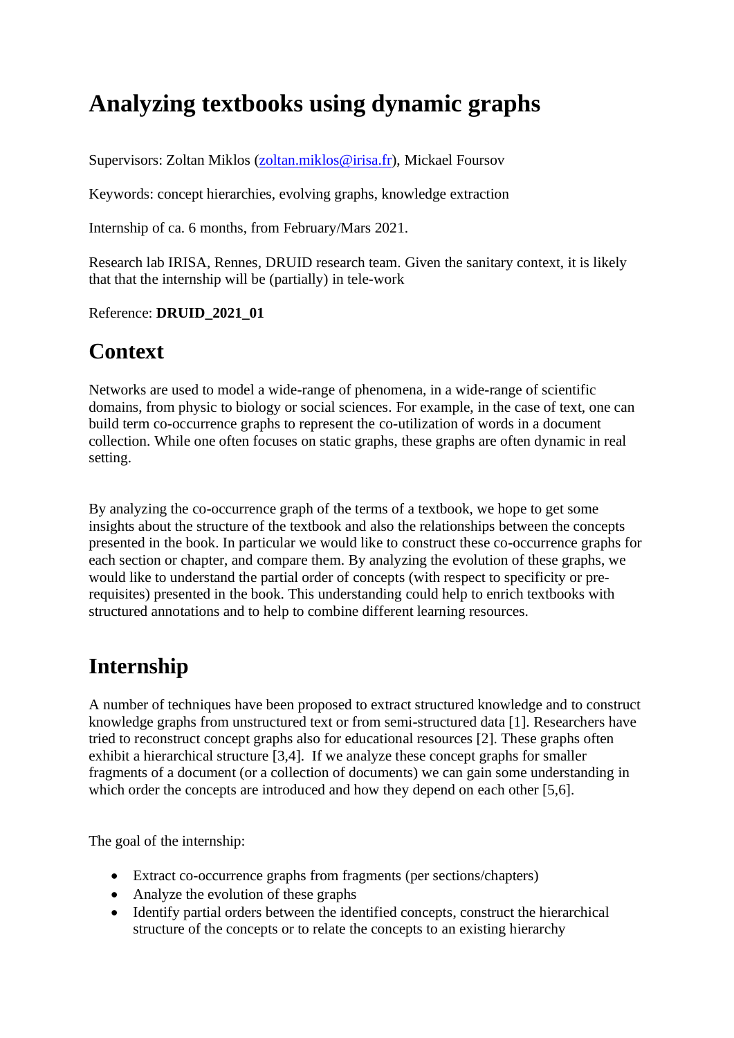# Analyzing textbooks using dynamic graphs

Supervisors: Zoltan Miklos (zoltan.miklos@irisa.fr), Mickael Foursov

Keywords: concept hierarchies, evolving graphs, knowledge extraction

Internship of ca. 6 months, from February/Mars 2021.

Research lab IRISA, Rennes, DRUID research team. Given the sanitary context, it is likely that that the internship will be (partially) in tele-work

Reference: **DRUID_2021_01**

## Context

Networks are used to model a wide-range of phenomena, in a wide-range of scientific domains, from physic to biology or social sciences. For example, in the case of text, one can build term co-occurrence graphs to represent the co-utilization of words in a document collection. While one often focuses on static graphs, these graphs are often dynamic in real setting.

By analyzing the co-occurrence graph of the terms of a textbook, we hope to get some insights about the structure of the textbook and also the relationships between the concepts presented in the book. In particular we would like to construct these co-occurrence graphs for each section or chapter, and compare them. By analyzing the evolution of these graphs, we would like to understand the partial order of concepts (with respect to specificity or pre-requisites) presented in the book. This understanding could help to enrich textbooks with structured annotations and to help to combine different learning resources.

## Internship

A number of techniques have been proposed to extract structured knowledge and to construct knowledge graphs from unstructured text or from semi-structured data [1]. Researchers have tried to reconstruct concept graphs also for educational resources [2]. These graphs often exhibit a hierarchical structure [3,4]. If we analyze these concept graphs for smaller fragments of a document (or a collection of documents) we can gain some understanding in which order the concepts are introduced and how they depend on each other [5,6].

The goal of the internship:

- Extract co-occurrence graphs from fragments (per sections/chapters)
- Analyze the evolution of these graphs
- Identify partial orders between the identified concepts, construct the hierarchical structure of the concepts or to relate the concepts to an existing hierarchy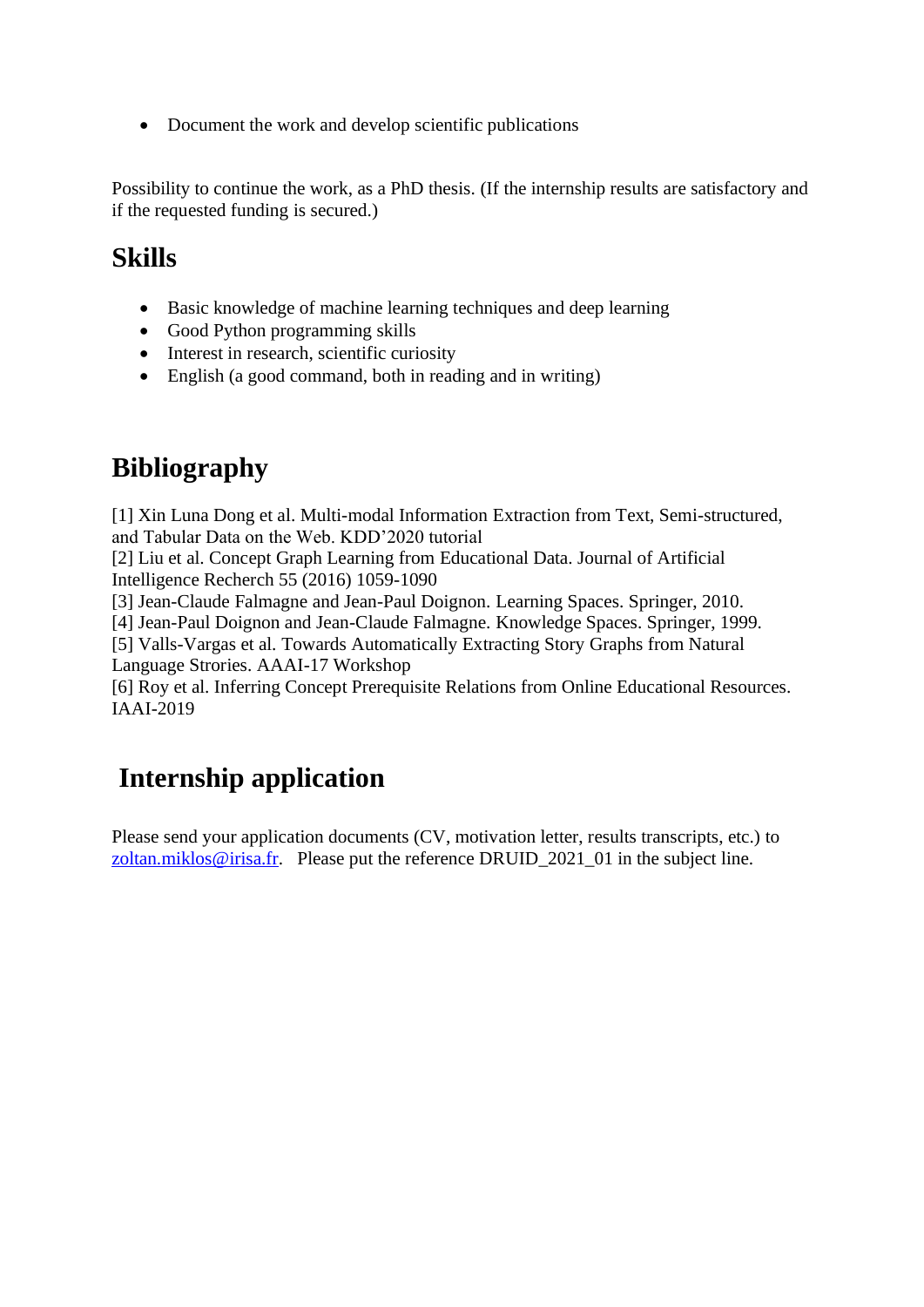- Document the work and develop scientific publications

Possibility to continue the work, as a PhD thesis. (If the internship results are satisfactory and if the requested funding is secured.)

## Skills

- Basic knowledge of machine learning techniques and deep learning
- Good Python programming skills
- Interest in research, scientific curiosity
- English (a good command, both in reading and in writing)

## Bibliography

[1] Xin Luna Dong et al. Multi-modal Information Extraction from Text, Semi-structured, and Tabular Data on the Web. KDD'2020 tutorial
[2] Liu et al. Concept Graph Learning from Educational Data. Journal of Artificial Intelligence Recherch 55 (2016) 1059-1090
[3] Jean-Claude Falmagne and Jean-Paul Doignon. Learning Spaces. Springer, 2010.
[4] Jean-Paul Doignon and Jean-Claude Falmagne. Knowledge Spaces. Springer, 1999.
[5] Valls-Vargas et al. Towards Automatically Extracting Story Graphs from Natural Language Strories. AAAI-17 Workshop
[6] Roy et al. Inferring Concept Prerequisite Relations from Online Educational Resources. IAAI-2019

## Internship application

Please send your application documents (CV, motivation letter, results transcripts, etc.) to zoltan.miklos@irisa.fr. Please put the reference DRUID_2021_01 in the subject line.